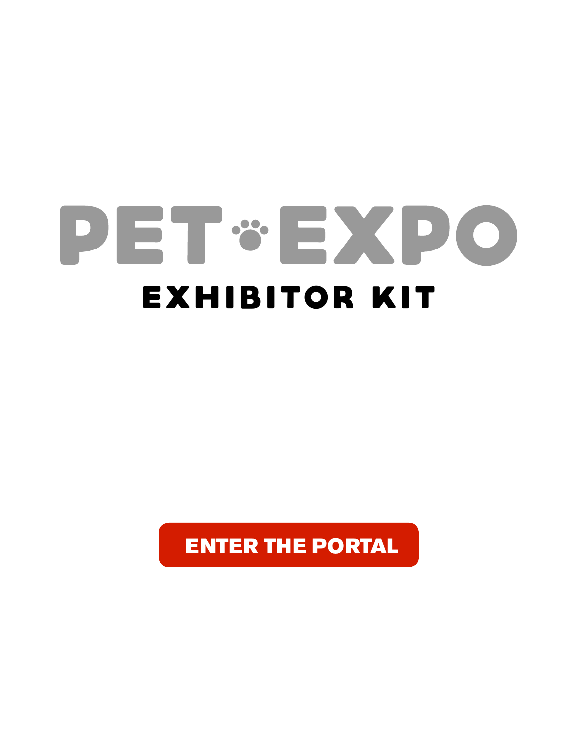# PET EXPO

## EXHIBITOR KIT

**ENTER THE PORTAL**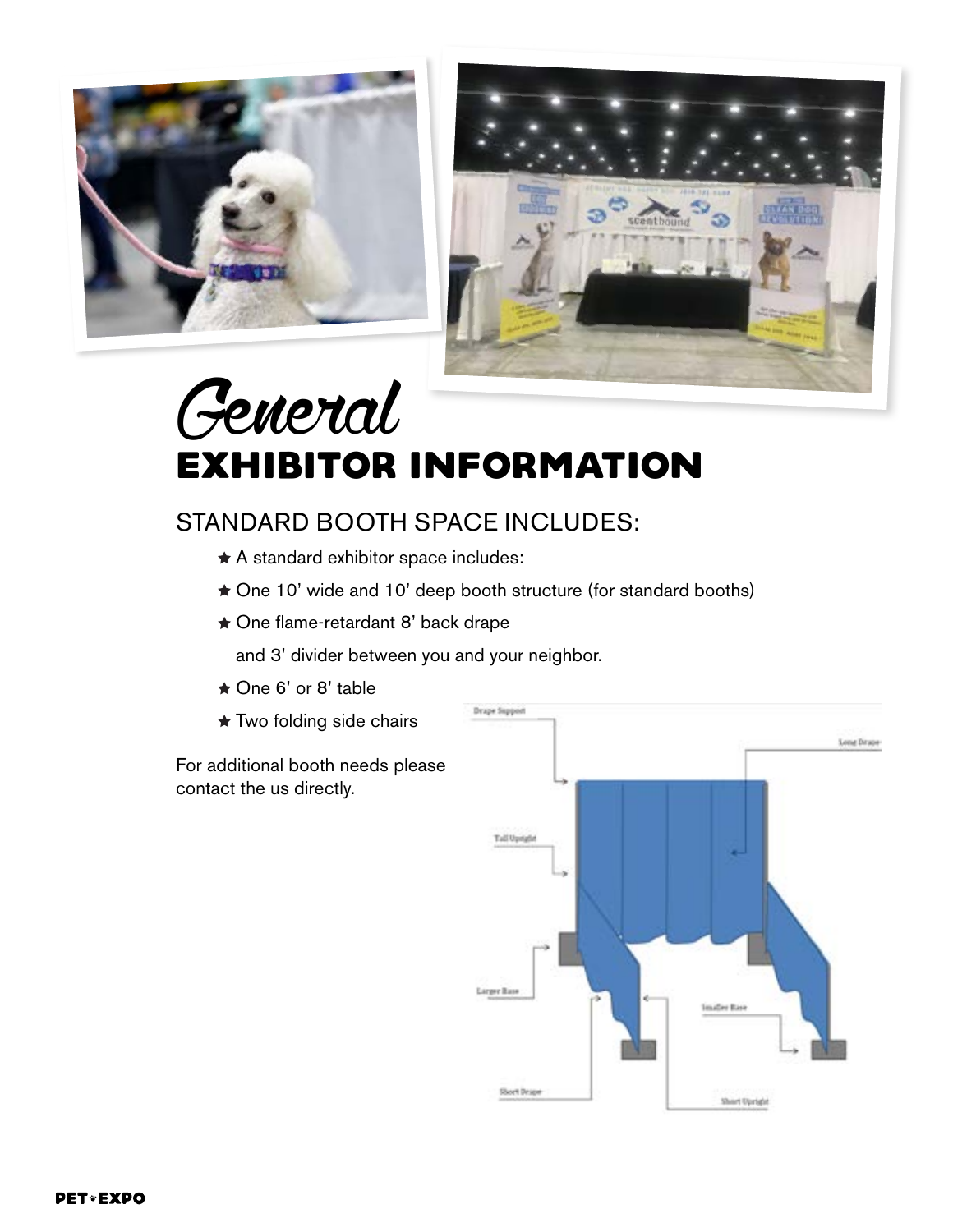# *General* EXHIBITOR INFORMATION

## STANDARD BOOTH SPACE INCLUDES:

- A standard exhibitor space includes:
- One 10' wide and 10' deep booth structure (for standard booths)
- One flame-retardant 8' back drape

  and 3' divider between you and your neighbor.
- One 6' or 8' table
- Two folding side chairs

For additional booth needs please contact the us directly.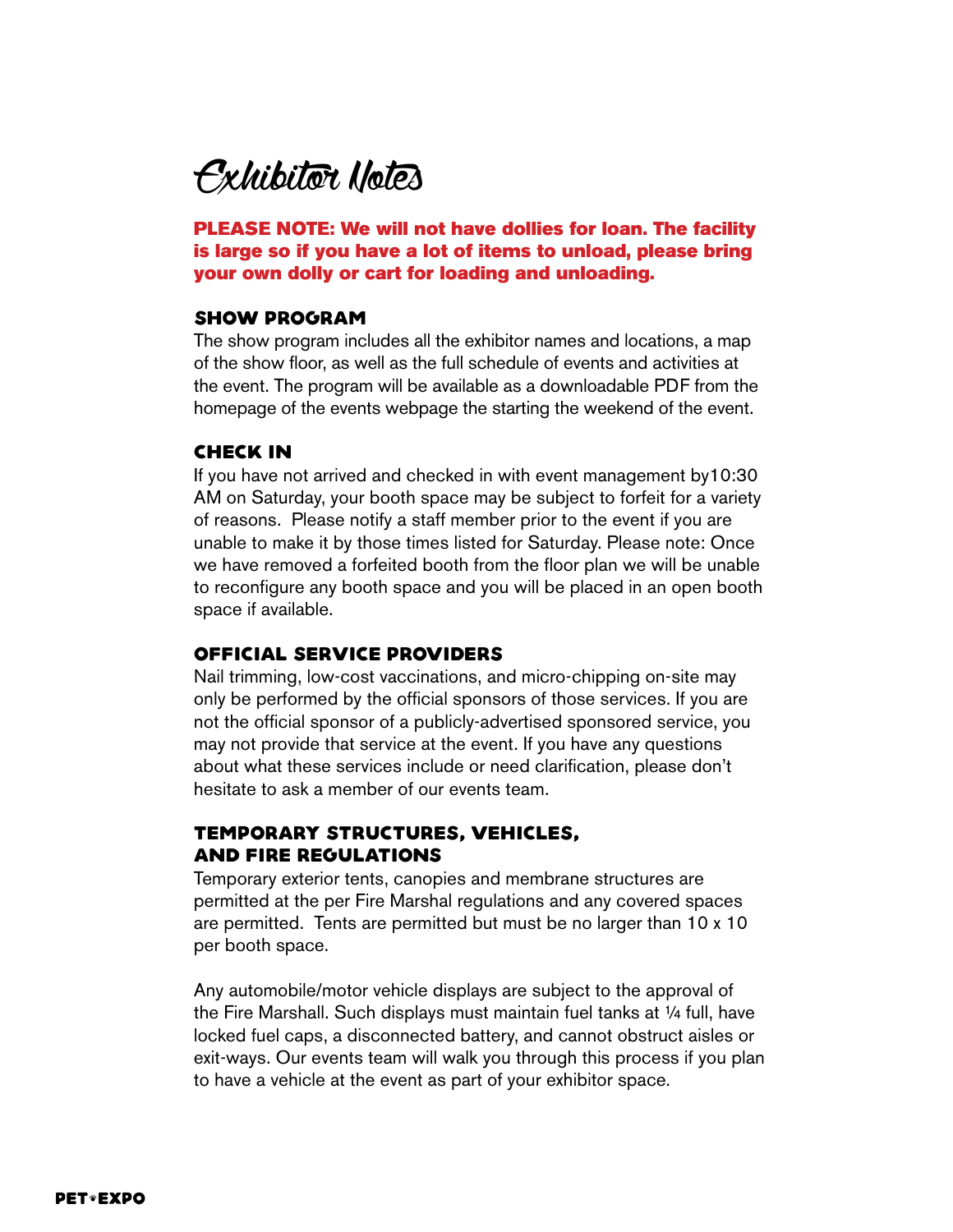# Exhibitor Notes

**PLEASE NOTE: We will not have dollies for loan. The facility is large so if you have a lot of items to unload, please bring your own dolly or cart for loading and unloading.**

## SHOW PROGRAM

The show program includes all the exhibitor names and locations, a map of the show floor, as well as the full schedule of events and activities at the event. The program will be available as a downloadable PDF from the homepage of the events webpage the starting the weekend of the event.

## CHECK IN

If you have not arrived and checked in with event management by10:30 AM on Saturday, your booth space may be subject to forfeit for a variety of reasons. Please notify a staff member prior to the event if you are unable to make it by those times listed for Saturday. Please note: Once we have removed a forfeited booth from the floor plan we will be unable to reconfigure any booth space and you will be placed in an open booth space if available.

## OFFICIAL SERVICE PROVIDERS

Nail trimming, low-cost vaccinations, and micro-chipping on-site may only be performed by the official sponsors of those services. If you are not the official sponsor of a publicly-advertised sponsored service, you may not provide that service at the event. If you have any questions about what these services include or need clarification, please don't hesitate to ask a member of our events team.

## TEMPORARY STRUCTURES, VEHICLES, AND FIRE REGULATIONS

Temporary exterior tents, canopies and membrane structures are permitted at the per Fire Marshal regulations and any covered spaces are permitted. Tents are permitted but must be no larger than 10 x 10 per booth space.

Any automobile/motor vehicle displays are subject to the approval of the Fire Marshall. Such displays must maintain fuel tanks at ¼ full, have locked fuel caps, a disconnected battery, and cannot obstruct aisles or exit-ways. Our events team will walk you through this process if you plan to have a vehicle at the event as part of your exhibitor space.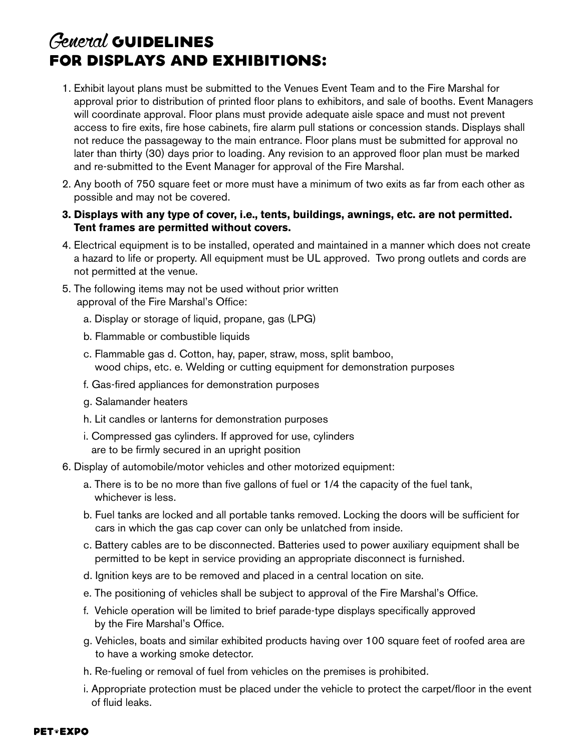# *General* GUIDELINES FOR DISPLAYS AND EXHIBITIONS:

1. Exhibit layout plans must be submitted to the Venues Event Team and to the Fire Marshal for approval prior to distribution of printed floor plans to exhibitors, and sale of booths. Event Managers will coordinate approval. Floor plans must provide adequate aisle space and must not prevent access to fire exits, fire hose cabinets, fire alarm pull stations or concession stands. Displays shall not reduce the passageway to the main entrance. Floor plans must be submitted for approval no later than thirty (30) days prior to loading. Any revision to an approved floor plan must be marked and re-submitted to the Event Manager for approval of the Fire Marshal.
2. Any booth of 750 square feet or more must have a minimum of two exits as far from each other as possible and may not be covered.
3. **Displays with any type of cover, i.e., tents, buildings, awnings, etc. are not permitted. Tent frames are permitted without covers.**
4. Electrical equipment is to be installed, operated and maintained in a manner which does not create a hazard to life or property. All equipment must be UL approved. Two prong outlets and cords are not permitted at the venue.
5. The following items may not be used without prior written approval of the Fire Marshal's Office:
   a. Display or storage of liquid, propane, gas (LPG)
   b. Flammable or combustible liquids
   c. Flammable gas d. Cotton, hay, paper, straw, moss, split bamboo, wood chips, etc. e. Welding or cutting equipment for demonstration purposes
   f. Gas-fired appliances for demonstration purposes
   g. Salamander heaters
   h. Lit candles or lanterns for demonstration purposes
   i. Compressed gas cylinders. If approved for use, cylinders are to be firmly secured in an upright position
6. Display of automobile/motor vehicles and other motorized equipment:
   a. There is to be no more than five gallons of fuel or 1/4 the capacity of the fuel tank, whichever is less.
   b. Fuel tanks are locked and all portable tanks removed. Locking the doors will be sufficient for cars in which the gas cap cover can only be unlatched from inside.
   c. Battery cables are to be disconnected. Batteries used to power auxiliary equipment shall be permitted to be kept in service providing an appropriate disconnect is furnished.
   d. Ignition keys are to be removed and placed in a central location on site.
   e. The positioning of vehicles shall be subject to approval of the Fire Marshal's Office.
   f. Vehicle operation will be limited to brief parade-type displays specifically approved by the Fire Marshal's Office.
   g. Vehicles, boats and similar exhibited products having over 100 square feet of roofed area are to have a working smoke detector.
   h. Re-fueling or removal of fuel from vehicles on the premises is prohibited.
   i. Appropriate protection must be placed under the vehicle to protect the carpet/floor in the event of fluid leaks.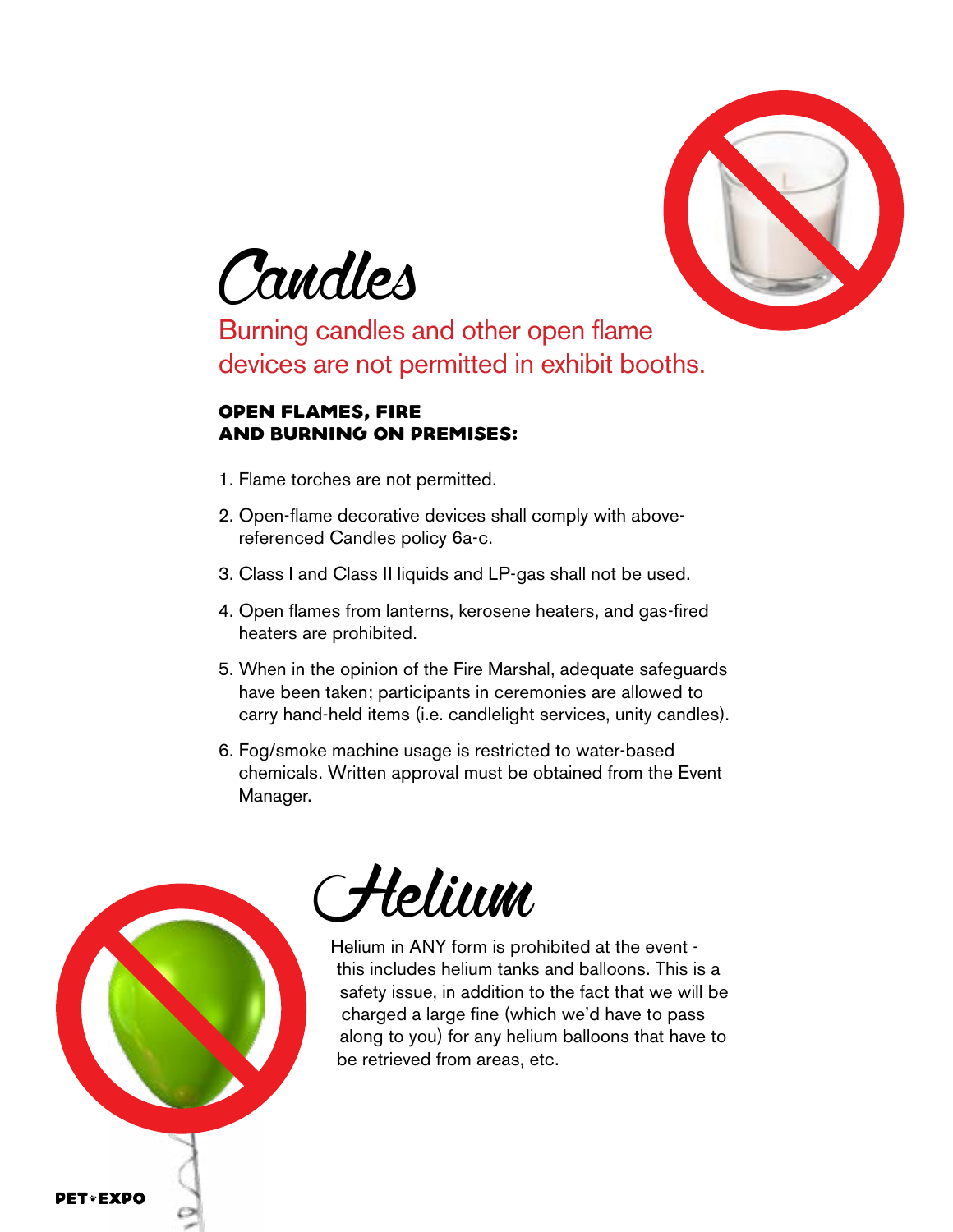# Candles

Burning candles and other open flame devices are not permitted in exhibit booths.

### OPEN FLAMES, FIRE AND BURNING ON PREMISES:

1. Flame torches are not permitted.
2. Open-flame decorative devices shall comply with above-referenced Candles policy 6a-c.
3. Class I and Class II liquids and LP-gas shall not be used.
4. Open flames from lanterns, kerosene heaters, and gas-fired heaters are prohibited.
5. When in the opinion of the Fire Marshal, adequate safeguards have been taken; participants in ceremonies are allowed to carry hand-held items (i.e. candlelight services, unity candles).
6. Fog/smoke machine usage is restricted to water-based chemicals. Written approval must be obtained from the Event Manager.

# Helium

Helium in ANY form is prohibited at the event - this includes helium tanks and balloons. This is a safety issue, in addition to the fact that we will be charged a large fine (which we'd have to pass along to you) for any helium balloons that have to be retrieved from areas, etc.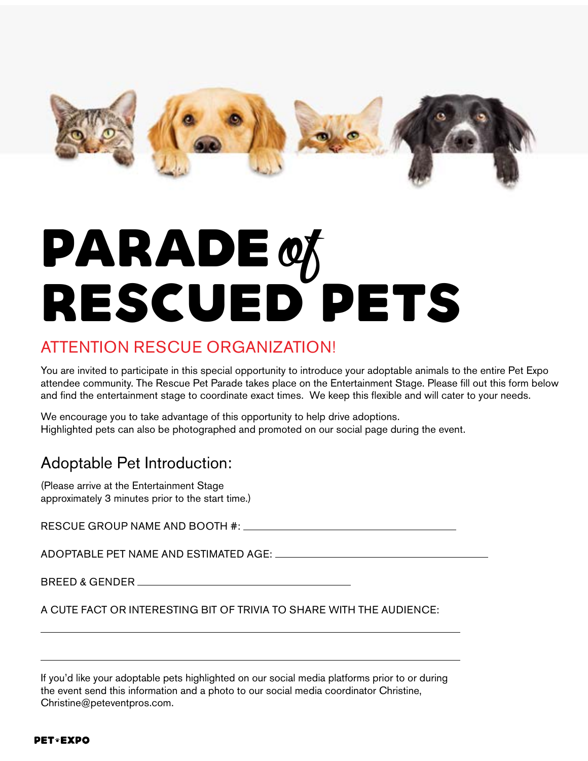# PARADE *of* RESCUED PETS

## ATTENTION RESCUE ORGANIZATION!

You are invited to participate in this special opportunity to introduce your adoptable animals to the entire Pet Expo attendee community. The Rescue Pet Parade takes place on the Entertainment Stage. Please fill out this form below and find the entertainment stage to coordinate exact times. We keep this flexible and will cater to your needs.

We encourage you to take advantage of this opportunity to help drive adoptions.
Highlighted pets can also be photographed and promoted on our social page during the event.

### Adoptable Pet Introduction:

(Please arrive at the Entertainment Stage approximately 3 minutes prior to the start time.)

RESCUE GROUP NAME AND BOOTH #: ______________________________

ADOPTABLE PET NAME AND ESTIMATED AGE: ______________________________

BREED & GENDER ______________________________

A CUTE FACT OR INTERESTING BIT OF TRIVIA TO SHARE WITH THE AUDIENCE:

____________________________________________________________

____________________________________________________________

If you'd like your adoptable pets highlighted on our social media platforms prior to or during the event send this information and a photo to our social media coordinator Christine, Christine@peteventpros.com.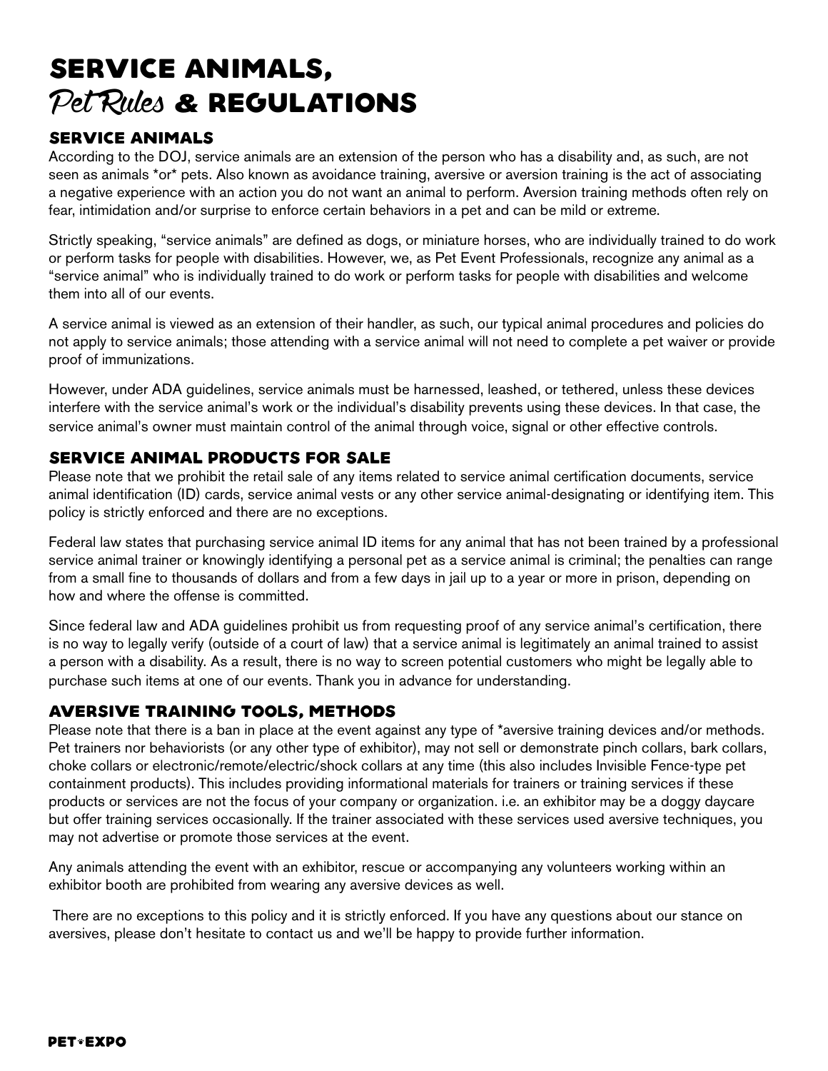# SERVICE ANIMALS, *Pet Rules* & REGULATIONS

## SERVICE ANIMALS

According to the DOJ, service animals are an extension of the person who has a disability and, as such, are not seen as animals *or* pets. Also known as avoidance training, aversive or aversion training is the act of associating a negative experience with an action you do not want an animal to perform. Aversion training methods often rely on fear, intimidation and/or surprise to enforce certain behaviors in a pet and can be mild or extreme.

Strictly speaking, "service animals" are defined as dogs, or miniature horses, who are individually trained to do work or perform tasks for people with disabilities. However, we, as Pet Event Professionals, recognize any animal as a "service animal" who is individually trained to do work or perform tasks for people with disabilities and welcome them into all of our events.

A service animal is viewed as an extension of their handler, as such, our typical animal procedures and policies do not apply to service animals; those attending with a service animal will not need to complete a pet waiver or provide proof of immunizations.

However, under ADA guidelines, service animals must be harnessed, leashed, or tethered, unless these devices interfere with the service animal's work or the individual's disability prevents using these devices. In that case, the service animal's owner must maintain control of the animal through voice, signal or other effective controls.

## SERVICE ANIMAL PRODUCTS FOR SALE

Please note that we prohibit the retail sale of any items related to service animal certification documents, service animal identification (ID) cards, service animal vests or any other service animal-designating or identifying item. This policy is strictly enforced and there are no exceptions.

Federal law states that purchasing service animal ID items for any animal that has not been trained by a professional service animal trainer or knowingly identifying a personal pet as a service animal is criminal; the penalties can range from a small fine to thousands of dollars and from a few days in jail up to a year or more in prison, depending on how and where the offense is committed.

Since federal law and ADA guidelines prohibit us from requesting proof of any service animal's certification, there is no way to legally verify (outside of a court of law) that a service animal is legitimately an animal trained to assist a person with a disability. As a result, there is no way to screen potential customers who might be legally able to purchase such items at one of our events. Thank you in advance for understanding.

## AVERSIVE TRAINING TOOLS, METHODS

Please note that there is a ban in place at the event against any type of *aversive training devices and/or methods. Pet trainers nor behaviorists (or any other type of exhibitor), may not sell or demonstrate pinch collars, bark collars, choke collars or electronic/remote/electric/shock collars at any time (this also includes Invisible Fence-type pet containment products). This includes providing informational materials for trainers or training services if these products or services are not the focus of your company or organization. i.e. an exhibitor may be a doggy daycare but offer training services occasionally. If the trainer associated with these services used aversive techniques, you may not advertise or promote those services at the event.

Any animals attending the event with an exhibitor, rescue or accompanying any volunteers working within an exhibitor booth are prohibited from wearing any aversive devices as well.

There are no exceptions to this policy and it is strictly enforced. If you have any questions about our stance on aversives, please don't hesitate to contact us and we'll be happy to provide further information.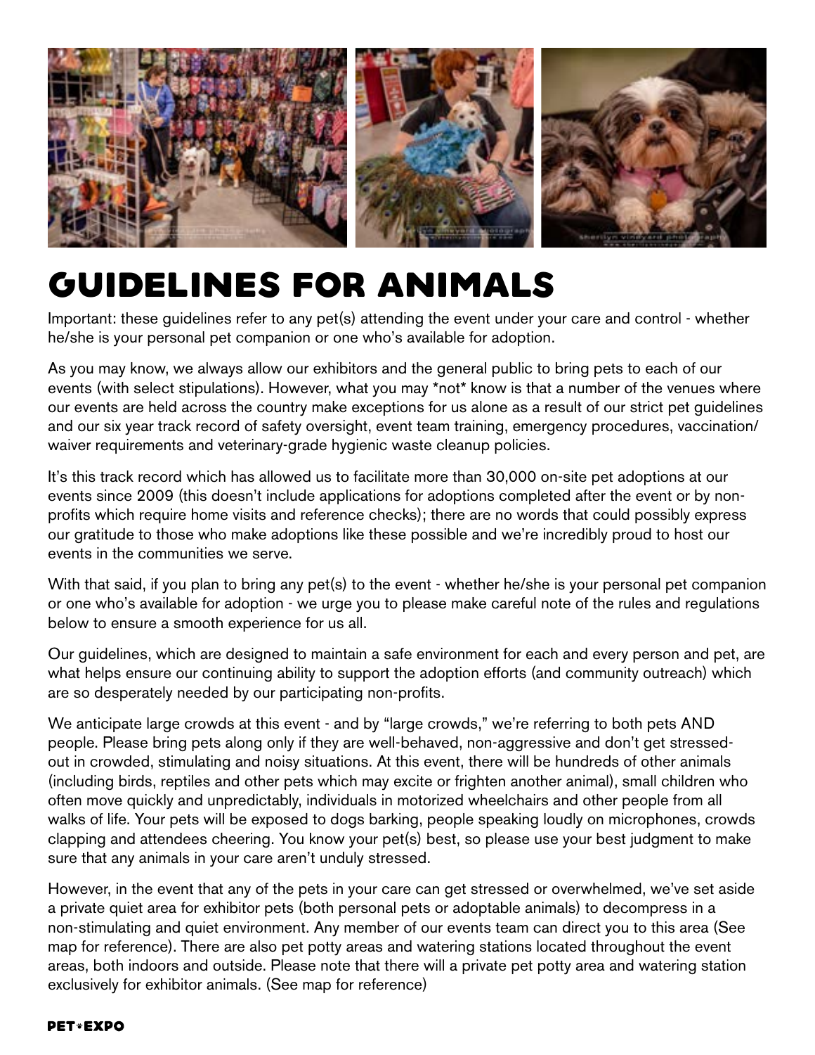# GUIDELINES FOR ANIMALS

Important: these guidelines refer to any pet(s) attending the event under your care and control - whether he/she is your personal pet companion or one who's available for adoption.

As you may know, we always allow our exhibitors and the general public to bring pets to each of our events (with select stipulations). However, what you may *not* know is that a number of the venues where our events are held across the country make exceptions for us alone as a result of our strict pet guidelines and our six year track record of safety oversight, event team training, emergency procedures, vaccination/ waiver requirements and veterinary-grade hygienic waste cleanup policies.

It's this track record which has allowed us to facilitate more than 30,000 on-site pet adoptions at our events since 2009 (this doesn't include applications for adoptions completed after the event or by non-profits which require home visits and reference checks); there are no words that could possibly express our gratitude to those who make adoptions like these possible and we're incredibly proud to host our events in the communities we serve.

With that said, if you plan to bring any pet(s) to the event - whether he/she is your personal pet companion or one who's available for adoption - we urge you to please make careful note of the rules and regulations below to ensure a smooth experience for us all.

Our guidelines, which are designed to maintain a safe environment for each and every person and pet, are what helps ensure our continuing ability to support the adoption efforts (and community outreach) which are so desperately needed by our participating non-profits.

We anticipate large crowds at this event - and by "large crowds," we're referring to both pets AND people. Please bring pets along only if they are well-behaved, non-aggressive and don't get stressed-out in crowded, stimulating and noisy situations. At this event, there will be hundreds of other animals (including birds, reptiles and other pets which may excite or frighten another animal), small children who often move quickly and unpredictably, individuals in motorized wheelchairs and other people from all walks of life. Your pets will be exposed to dogs barking, people speaking loudly on microphones, crowds clapping and attendees cheering. You know your pet(s) best, so please use your best judgment to make sure that any animals in your care aren't unduly stressed.

However, in the event that any of the pets in your care can get stressed or overwhelmed, we've set aside a private quiet area for exhibitor pets (both personal pets or adoptable animals) to decompress in a non-stimulating and quiet environment. Any member of our events team can direct you to this area (See map for reference). There are also pet potty areas and watering stations located throughout the event areas, both indoors and outside. Please note that there will a private pet potty area and watering station exclusively for exhibitor animals. (See map for reference)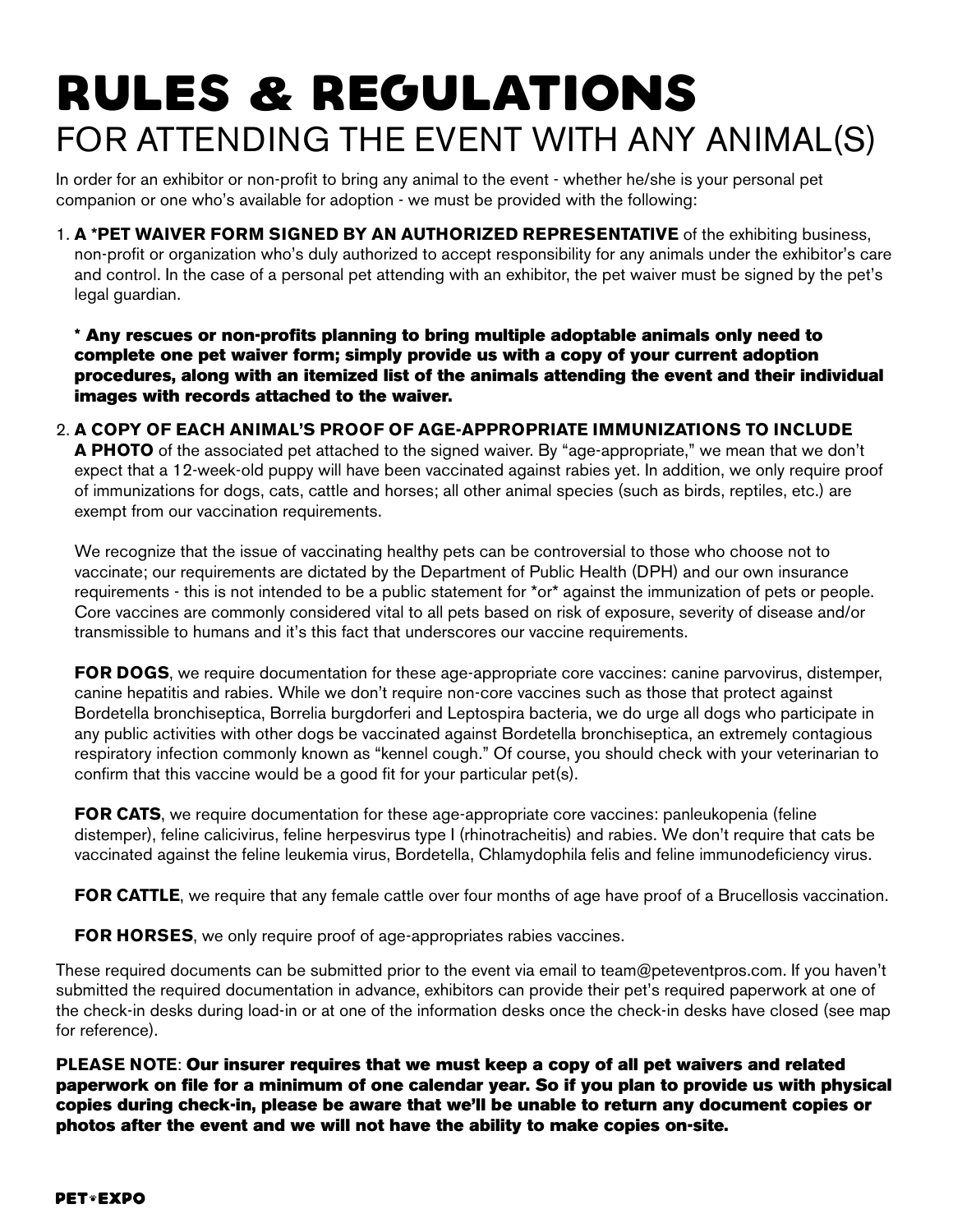# RULES & REGULATIONS

## FOR ATTENDING THE EVENT WITH ANY ANIMAL(S)

In order for an exhibitor or non-profit to bring any animal to the event - whether he/she is your personal pet companion or one who's available for adoption - we must be provided with the following:

1. **A *PET WAIVER FORM SIGNED BY AN AUTHORIZED REPRESENTATIVE** of the exhibiting business, non-profit or organization who's duly authorized to accept responsibility for any animals under the exhibitor's care and control. In the case of a personal pet attending with an exhibitor, the pet waiver must be signed by the pet's legal guardian.

   **\* Any rescues or non-profits planning to bring multiple adoptable animals only need to complete one pet waiver form; simply provide us with a copy of your current adoption procedures, along with an itemized list of the animals attending the event and their individual images with records attached to the waiver.**

2. **A COPY OF EACH ANIMAL'S PROOF OF AGE-APPROPRIATE IMMUNIZATIONS TO INCLUDE A PHOTO** of the associated pet attached to the signed waiver. By "age-appropriate," we mean that we don't expect that a 12-week-old puppy will have been vaccinated against rabies yet. In addition, we only require proof of immunizations for dogs, cats, cattle and horses; all other animal species (such as birds, reptiles, etc.) are exempt from our vaccination requirements.

   We recognize that the issue of vaccinating healthy pets can be controversial to those who choose not to vaccinate; our requirements are dictated by the Department of Public Health (DPH) and our own insurance requirements - this is not intended to be a public statement for *or* against the immunization of pets or people. Core vaccines are commonly considered vital to all pets based on risk of exposure, severity of disease and/or transmissible to humans and it's this fact that underscores our vaccine requirements.

   **FOR DOGS**, we require documentation for these age-appropriate core vaccines: canine parvovirus, distemper, canine hepatitis and rabies. While we don't require non-core vaccines such as those that protect against Bordetella bronchiseptica, Borrelia burgdorferi and Leptospira bacteria, we do urge all dogs who participate in any public activities with other dogs be vaccinated against Bordetella bronchiseptica, an extremely contagious respiratory infection commonly known as "kennel cough." Of course, you should check with your veterinarian to confirm that this vaccine would be a good fit for your particular pet(s).

   **FOR CATS**, we require documentation for these age-appropriate core vaccines: panleukopenia (feline distemper), feline calicivirus, feline herpesvirus type I (rhinotracheitis) and rabies. We don't require that cats be vaccinated against the feline leukemia virus, Bordetella, Chlamydophila felis and feline immunodeficiency virus.

   **FOR CATTLE**, we require that any female cattle over four months of age have proof of a Brucellosis vaccination.

   **FOR HORSES**, we only require proof of age-appropriates rabies vaccines.

These required documents can be submitted prior to the event via email to team@peteventpros.com. If you haven't submitted the required documentation in advance, exhibitors can provide their pet's required paperwork at one of the check-in desks during load-in or at one of the information desks once the check-in desks have closed (see map for reference).

**PLEASE NOTE**: **Our insurer requires that we must keep a copy of all pet waivers and related paperwork on file for a minimum of one calendar year. So if you plan to provide us with physical copies during check-in, please be aware that we'll be unable to return any document copies or photos after the event and we will not have the ability to make copies on-site.**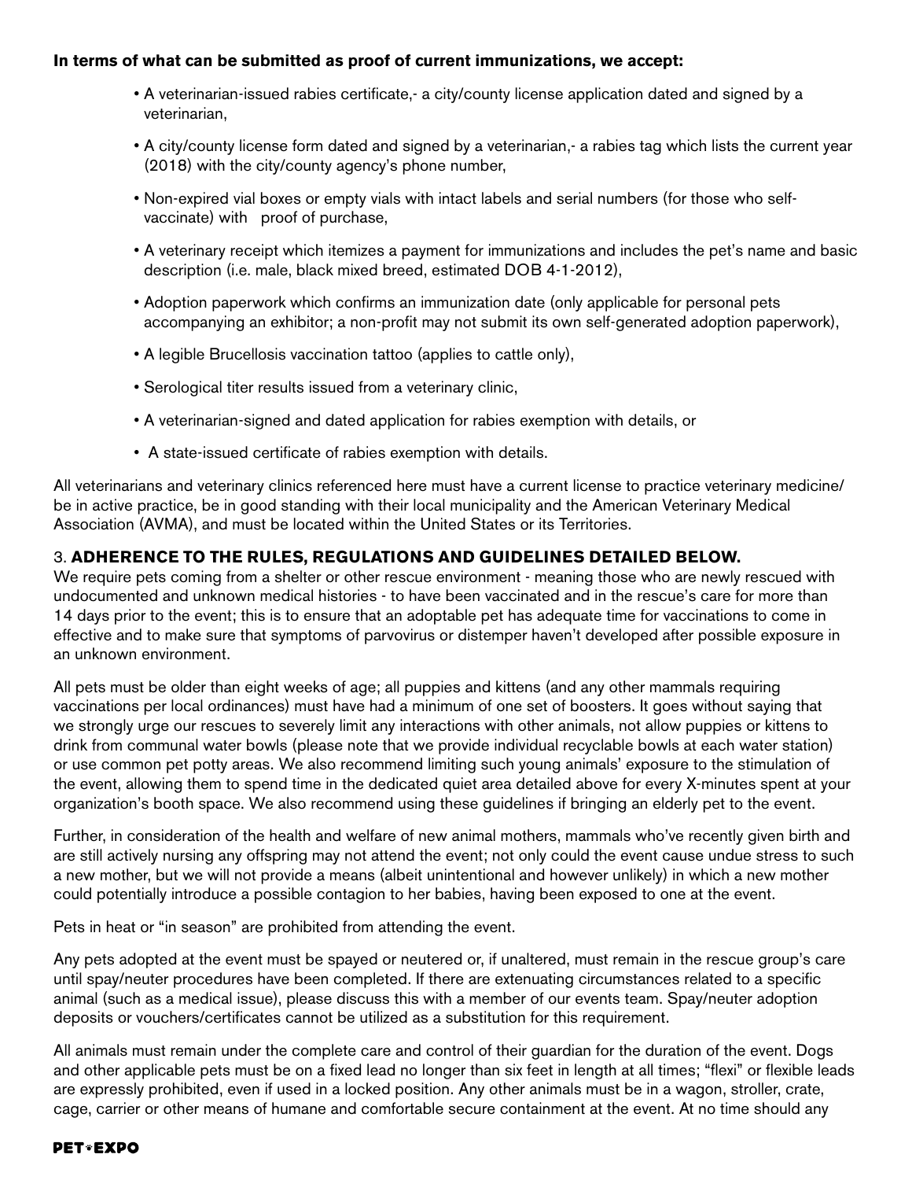**In terms of what can be submitted as proof of current immunizations, we accept:**

- A veterinarian-issued rabies certificate,- a city/county license application dated and signed by a veterinarian,
- A city/county license form dated and signed by a veterinarian,- a rabies tag which lists the current year (2018) with the city/county agency's phone number,
- Non-expired vial boxes or empty vials with intact labels and serial numbers (for those who self-vaccinate) with proof of purchase,
- A veterinary receipt which itemizes a payment for immunizations and includes the pet's name and basic description (i.e. male, black mixed breed, estimated DOB 4-1-2012),
- Adoption paperwork which confirms an immunization date (only applicable for personal pets accompanying an exhibitor; a non-profit may not submit its own self-generated adoption paperwork),
- A legible Brucellosis vaccination tattoo (applies to cattle only),
- Serological titer results issued from a veterinary clinic,
- A veterinarian-signed and dated application for rabies exemption with details, or
- A state-issued certificate of rabies exemption with details.

All veterinarians and veterinary clinics referenced here must have a current license to practice veterinary medicine/ be in active practice, be in good standing with their local municipality and the American Veterinary Medical Association (AVMA), and must be located within the United States or its Territories.

### 3. ADHERENCE TO THE RULES, REGULATIONS AND GUIDELINES DETAILED BELOW.

We require pets coming from a shelter or other rescue environment - meaning those who are newly rescued with undocumented and unknown medical histories - to have been vaccinated and in the rescue's care for more than 14 days prior to the event; this is to ensure that an adoptable pet has adequate time for vaccinations to come in effective and to make sure that symptoms of parvovirus or distemper haven't developed after possible exposure in an unknown environment.

All pets must be older than eight weeks of age; all puppies and kittens (and any other mammals requiring vaccinations per local ordinances) must have had a minimum of one set of boosters. It goes without saying that we strongly urge our rescues to severely limit any interactions with other animals, not allow puppies or kittens to drink from communal water bowls (please note that we provide individual recyclable bowls at each water station) or use common pet potty areas. We also recommend limiting such young animals' exposure to the stimulation of the event, allowing them to spend time in the dedicated quiet area detailed above for every X-minutes spent at your organization's booth space. We also recommend using these guidelines if bringing an elderly pet to the event.

Further, in consideration of the health and welfare of new animal mothers, mammals who've recently given birth and are still actively nursing any offspring may not attend the event; not only could the event cause undue stress to such a new mother, but we will not provide a means (albeit unintentional and however unlikely) in which a new mother could potentially introduce a possible contagion to her babies, having been exposed to one at the event.

Pets in heat or "in season" are prohibited from attending the event.

Any pets adopted at the event must be spayed or neutered or, if unaltered, must remain in the rescue group's care until spay/neuter procedures have been completed. If there are extenuating circumstances related to a specific animal (such as a medical issue), please discuss this with a member of our events team. Spay/neuter adoption deposits or vouchers/certificates cannot be utilized as a substitution for this requirement.

All animals must remain under the complete care and control of their guardian for the duration of the event. Dogs and other applicable pets must be on a fixed lead no longer than six feet in length at all times; "flexi" or flexible leads are expressly prohibited, even if used in a locked position. Any other animals must be in a wagon, stroller, crate, cage, carrier or other means of humane and comfortable secure containment at the event. At no time should any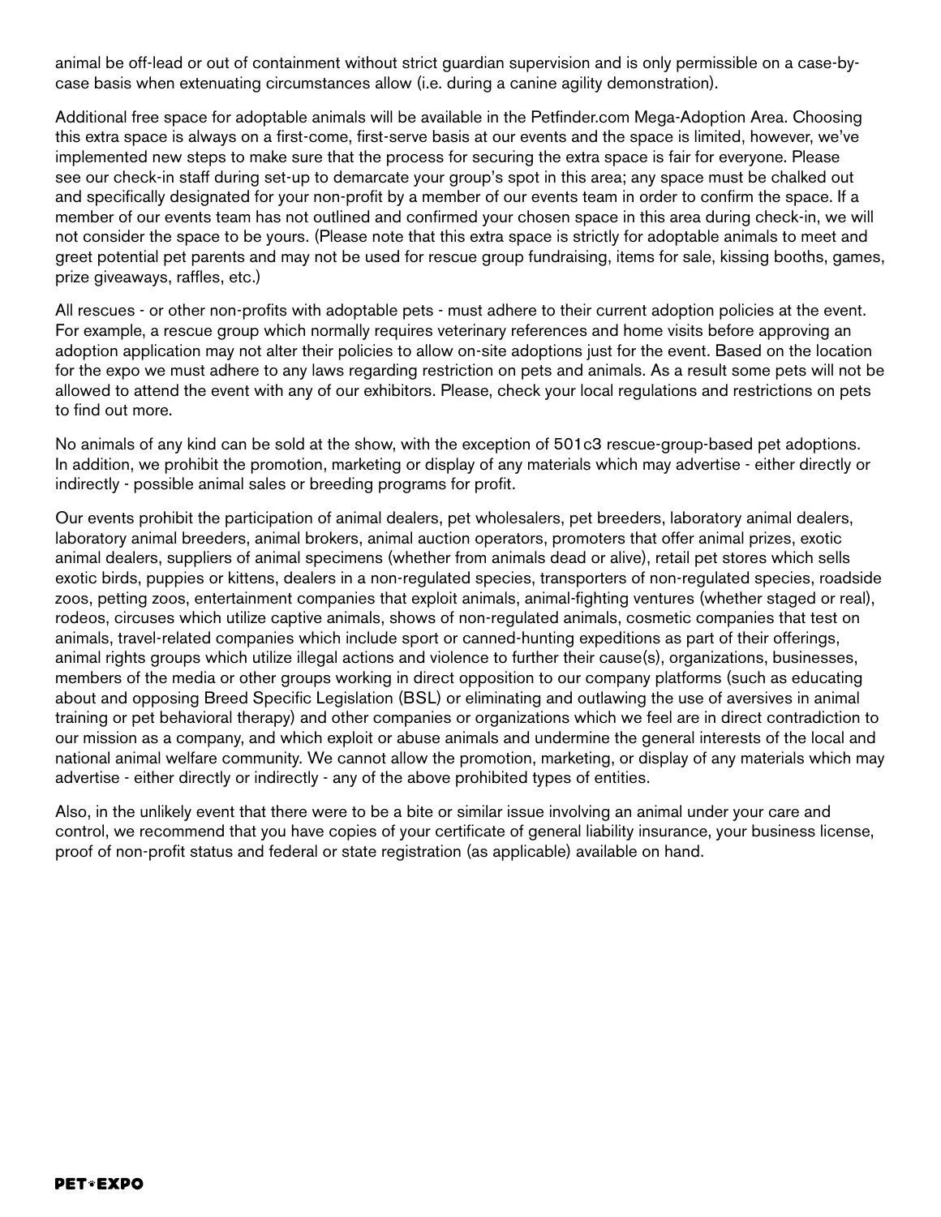animal be off-lead or out of containment without strict guardian supervision and is only permissible on a case-by-case basis when extenuating circumstances allow (i.e. during a canine agility demonstration).

Additional free space for adoptable animals will be available in the Petfinder.com Mega-Adoption Area. Choosing this extra space is always on a first-come, first-serve basis at our events and the space is limited, however, we've implemented new steps to make sure that the process for securing the extra space is fair for everyone. Please see our check-in staff during set-up to demarcate your group's spot in this area; any space must be chalked out and specifically designated for your non-profit by a member of our events team in order to confirm the space. If a member of our events team has not outlined and confirmed your chosen space in this area during check-in, we will not consider the space to be yours. (Please note that this extra space is strictly for adoptable animals to meet and greet potential pet parents and may not be used for rescue group fundraising, items for sale, kissing booths, games, prize giveaways, raffles, etc.)

All rescues - or other non-profits with adoptable pets - must adhere to their current adoption policies at the event. For example, a rescue group which normally requires veterinary references and home visits before approving an adoption application may not alter their policies to allow on-site adoptions just for the event. Based on the location for the expo we must adhere to any laws regarding restriction on pets and animals. As a result some pets will not be allowed to attend the event with any of our exhibitors. Please, check your local regulations and restrictions on pets to find out more.

No animals of any kind can be sold at the show, with the exception of 501c3 rescue-group-based pet adoptions. In addition, we prohibit the promotion, marketing or display of any materials which may advertise - either directly or indirectly - possible animal sales or breeding programs for profit.

Our events prohibit the participation of animal dealers, pet wholesalers, pet breeders, laboratory animal dealers, laboratory animal breeders, animal brokers, animal auction operators, promoters that offer animal prizes, exotic animal dealers, suppliers of animal specimens (whether from animals dead or alive), retail pet stores which sells exotic birds, puppies or kittens, dealers in a non-regulated species, transporters of non-regulated species, roadside zoos, petting zoos, entertainment companies that exploit animals, animal-fighting ventures (whether staged or real), rodeos, circuses which utilize captive animals, shows of non-regulated animals, cosmetic companies that test on animals, travel-related companies which include sport or canned-hunting expeditions as part of their offerings, animal rights groups which utilize illegal actions and violence to further their cause(s), organizations, businesses, members of the media or other groups working in direct opposition to our company platforms (such as educating about and opposing Breed Specific Legislation (BSL) or eliminating and outlawing the use of aversives in animal training or pet behavioral therapy) and other companies or organizations which we feel are in direct contradiction to our mission as a company, and which exploit or abuse animals and undermine the general interests of the local and national animal welfare community. We cannot allow the promotion, marketing, or display of any materials which may advertise - either directly or indirectly - any of the above prohibited types of entities.

Also, in the unlikely event that there were to be a bite or similar issue involving an animal under your care and control, we recommend that you have copies of your certificate of general liability insurance, your business license, proof of non-profit status and federal or state registration (as applicable) available on hand.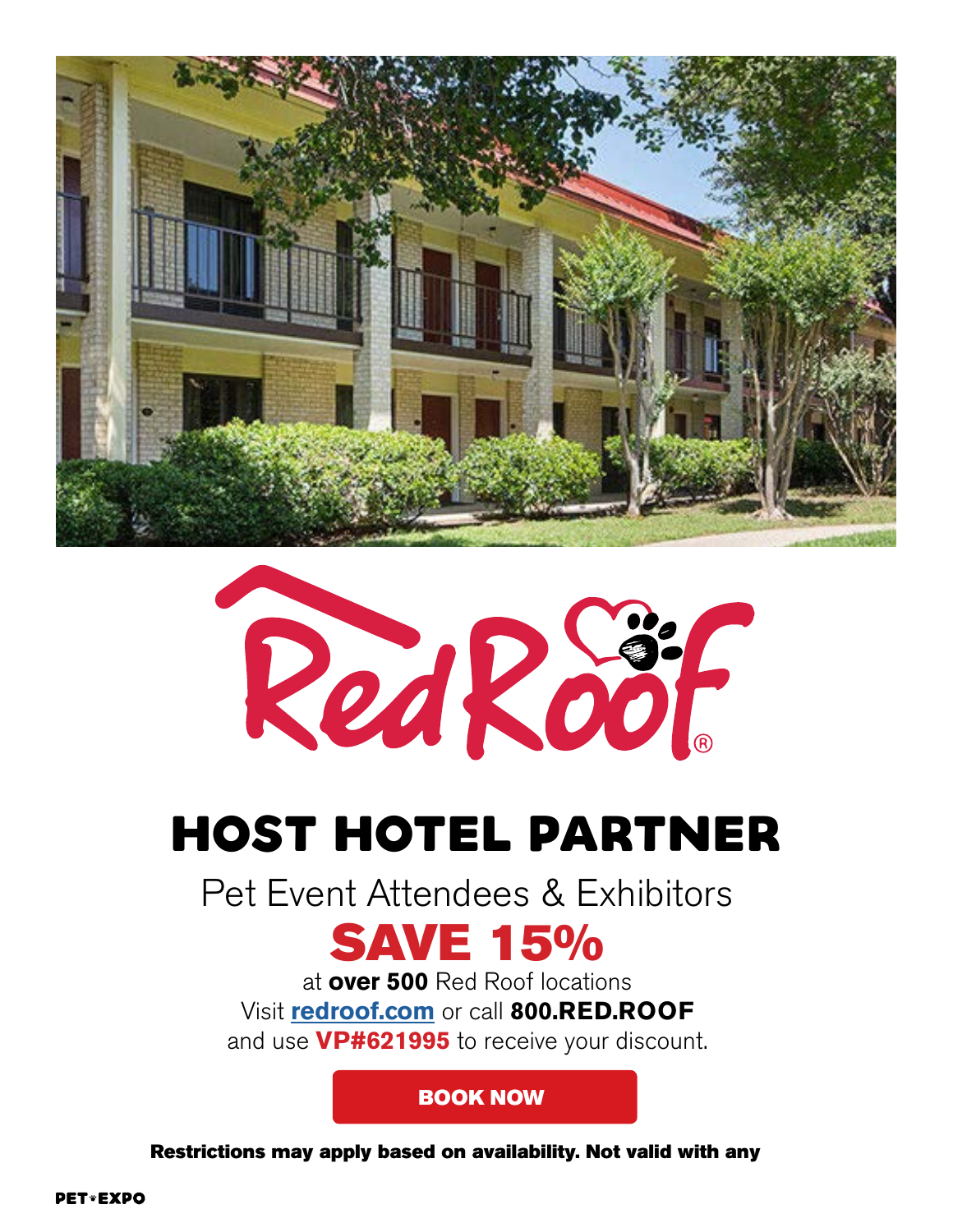RedRoof®

# HOST HOTEL PARTNER

Pet Event Attendees & Exhibitors

## SAVE 15%

at **over 500** Red Roof locations
Visit **redroof.com** or call **800.RED.ROOF**
and use **VP#621995** to receive your discount.

**BOOK NOW**

**Restrictions may apply based on availability. Not valid with any**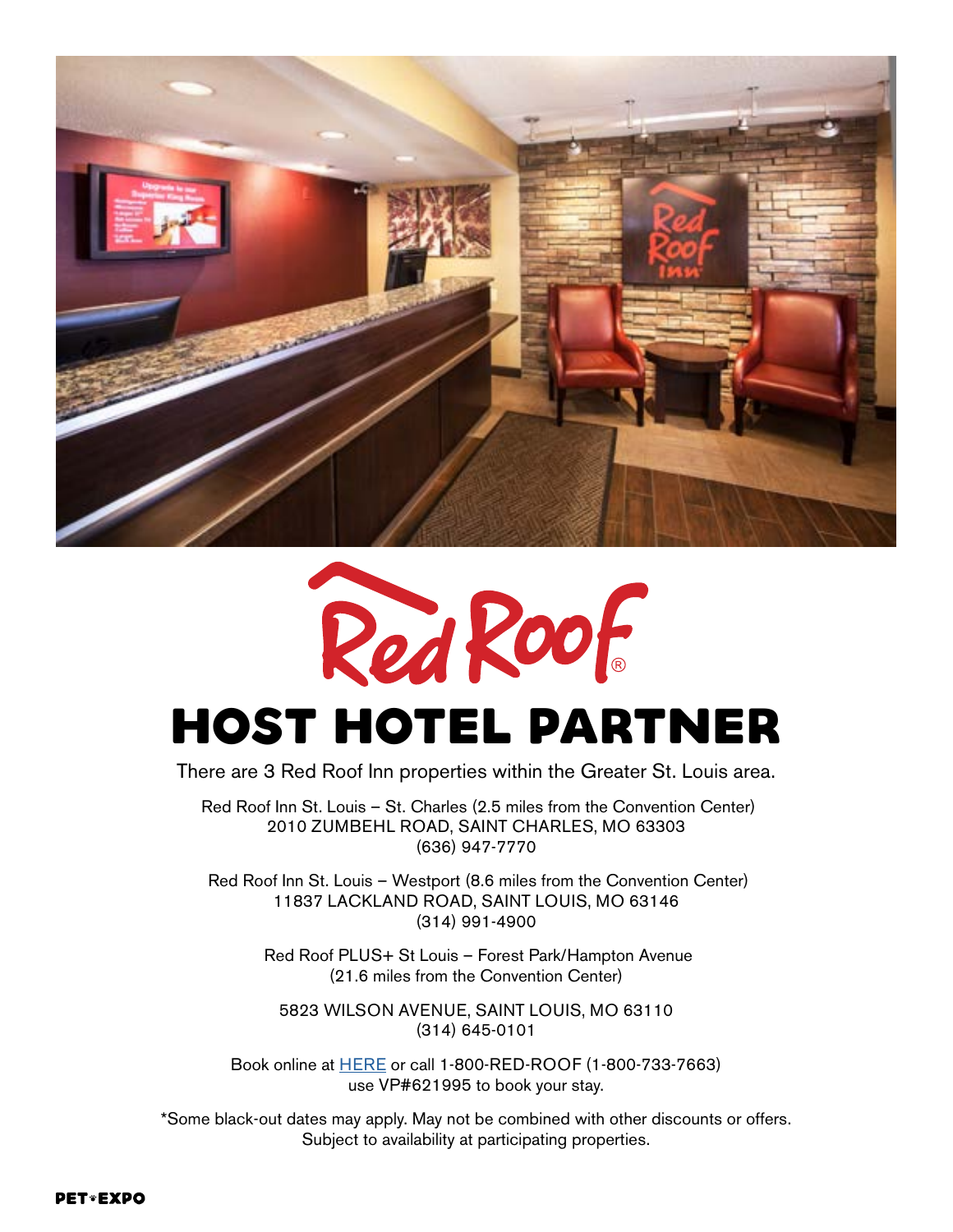Red Roof®

# HOST HOTEL PARTNER

There are 3 Red Roof Inn properties within the Greater St. Louis area.

Red Roof Inn St. Louis – St. Charles (2.5 miles from the Convention Center)
2010 ZUMBEHL ROAD, SAINT CHARLES, MO 63303
(636) 947-7770

Red Roof Inn St. Louis – Westport (8.6 miles from the Convention Center)
11837 LACKLAND ROAD, SAINT LOUIS, MO 63146
(314) 991-4900

Red Roof PLUS+ St Louis – Forest Park/Hampton Avenue
(21.6 miles from the Convention Center)

5823 WILSON AVENUE, SAINT LOUIS, MO 63110
(314) 645-0101

Book online at HERE or call 1-800-RED-ROOF (1-800-733-7663)
use VP#621995 to book your stay.

*Some black-out dates may apply. May not be combined with other discounts or offers.
Subject to availability at participating properties.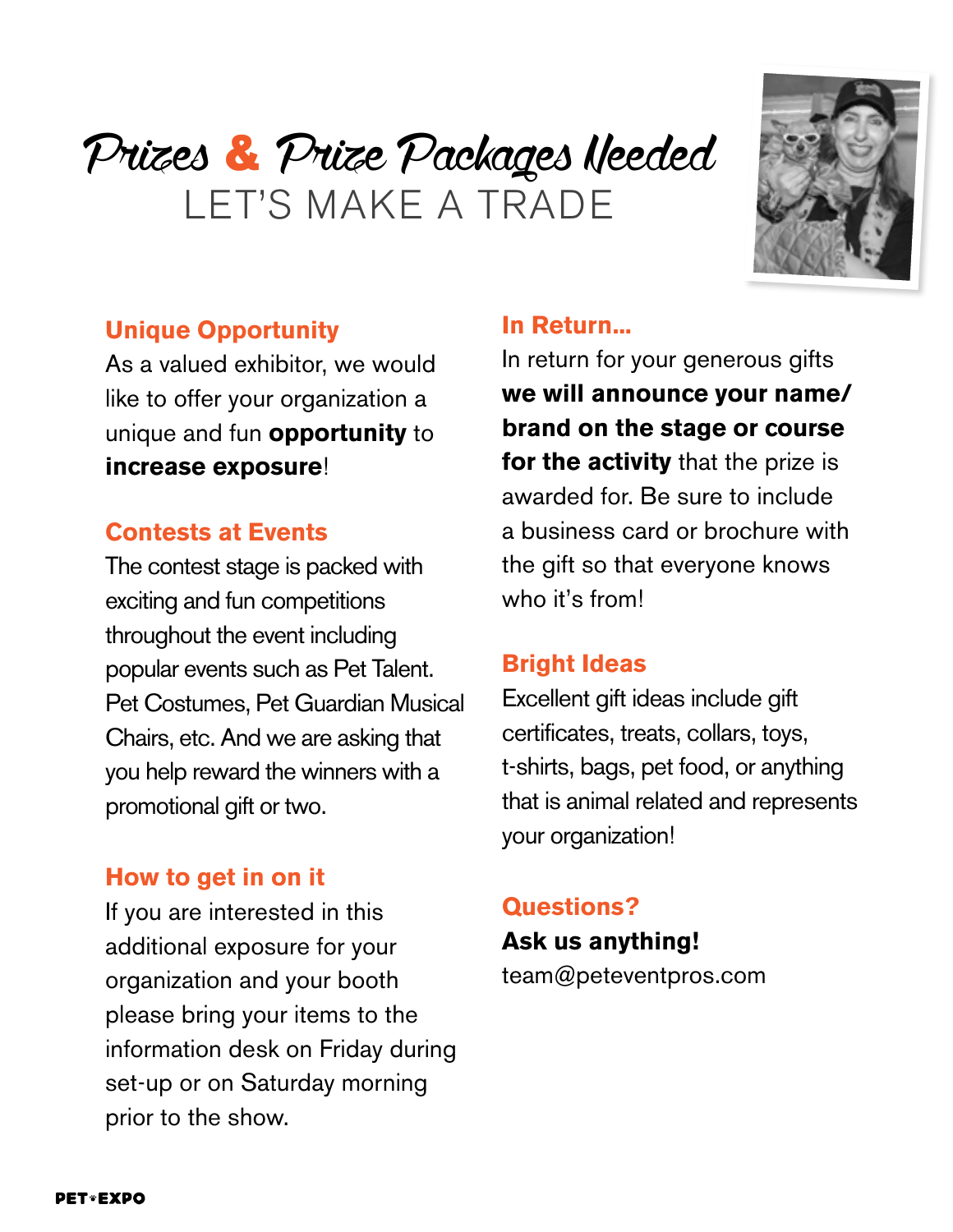# Prizes & Prize Packages Needed

## LET'S MAKE A TRADE

### Unique Opportunity

As a valued exhibitor, we would like to offer your organization a unique and fun **opportunity** to **increase exposure**!

### Contests at Events

The contest stage is packed with exciting and fun competitions throughout the event including popular events such as Pet Talent. Pet Costumes, Pet Guardian Musical Chairs, etc. And we are asking that you help reward the winners with a promotional gift or two.

### How to get in on it

If you are interested in this additional exposure for your organization and your booth please bring your items to the information desk on Friday during set-up or on Saturday morning prior to the show.

### In Return...

In return for your generous gifts **we will announce your name/ brand on the stage or course for the activity** that the prize is awarded for. Be sure to include a business card or brochure with the gift so that everyone knows who it's from!

### Bright Ideas

Excellent gift ideas include gift certificates, treats, collars, toys, t-shirts, bags, pet food, or anything that is animal related and represents your organization!

### Questions?

**Ask us anything!**

team@peteventpros.com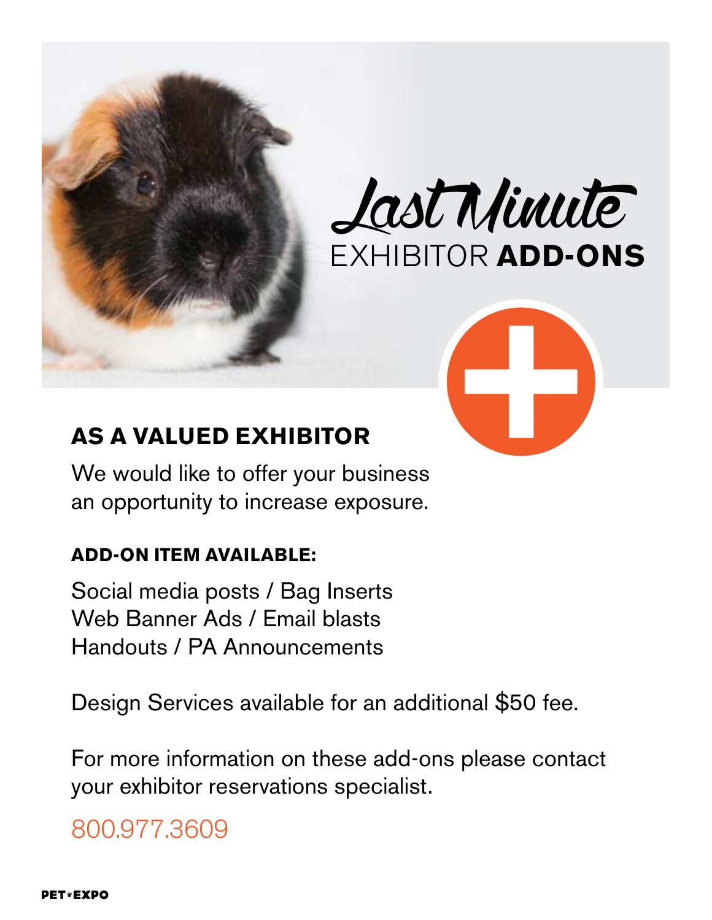# Last Minute
## EXHIBITOR **ADD-ONS**

### AS A VALUED EXHIBITOR

We would like to offer your business an opportunity to increase exposure.

**ADD-ON ITEM AVAILABLE:**

Social media posts / Bag Inserts
Web Banner Ads / Email blasts
Handouts / PA Announcements

Design Services available for an additional $50 fee.

For more information on these add-ons please contact your exhibitor reservations specialist.

800.977.3609